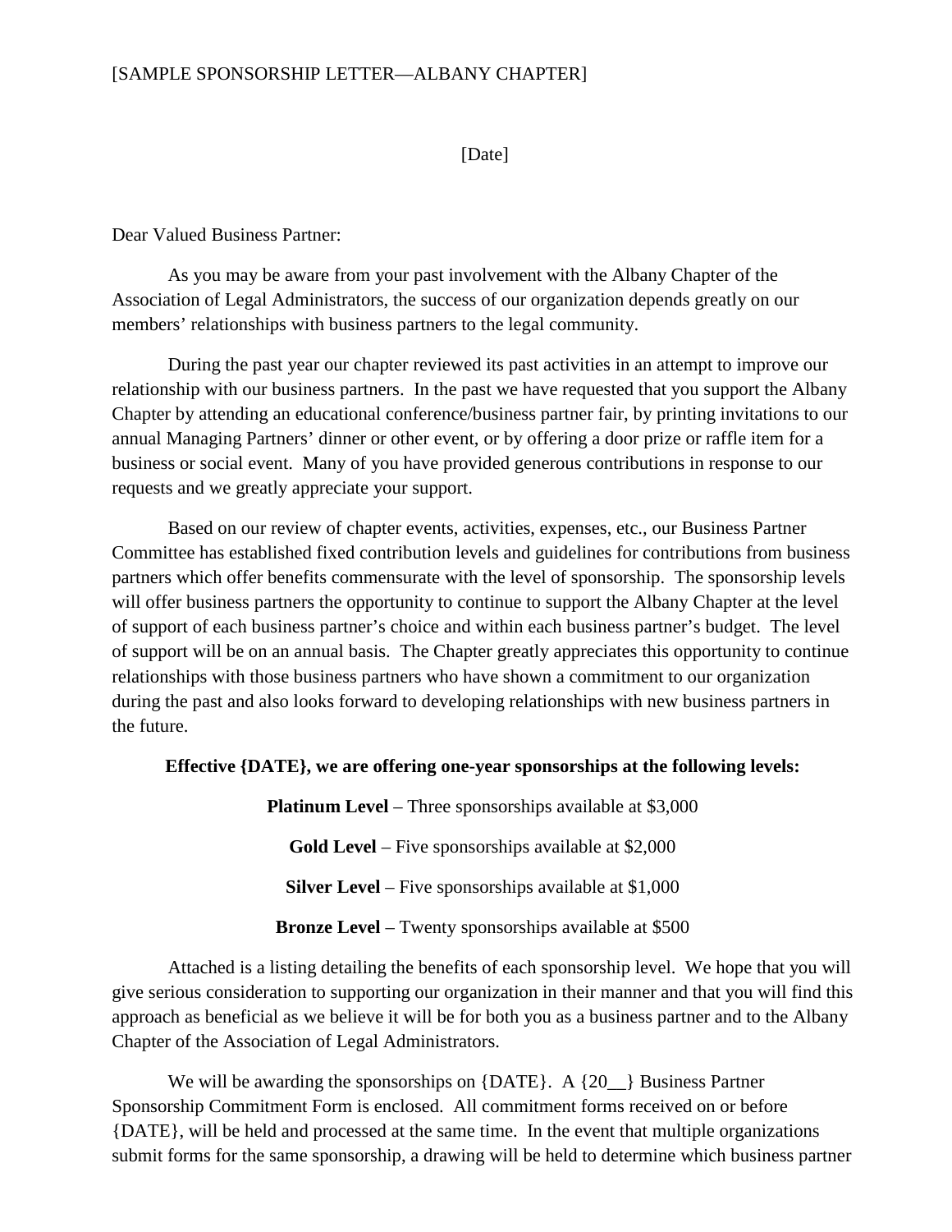[SAMPLE SPONSORSHIP LETTER—ALBANY CHAPTER]

[Date]

Dear Valued Business Partner:

As you may be aware from your past involvement with the Albany Chapter of the Association of Legal Administrators, the success of our organization depends greatly on our members' relationships with business partners to the legal community.

During the past year our chapter reviewed its past activities in an attempt to improve our relationship with our business partners. In the past we have requested that you support the Albany Chapter by attending an educational conference/business partner fair, by printing invitations to our annual Managing Partners' dinner or other event, or by offering a door prize or raffle item for a business or social event. Many of you have provided generous contributions in response to our requests and we greatly appreciate your support.

Based on our review of chapter events, activities, expenses, etc., our Business Partner Committee has established fixed contribution levels and guidelines for contributions from business partners which offer benefits commensurate with the level of sponsorship. The sponsorship levels will offer business partners the opportunity to continue to support the Albany Chapter at the level of support of each business partner's choice and within each business partner's budget. The level of support will be on an annual basis. The Chapter greatly appreciates this opportunity to continue relationships with those business partners who have shown a commitment to our organization during the past and also looks forward to developing relationships with new business partners in the future.

**Effective {DATE}, we are offering one-year sponsorships at the following levels:**

**Platinum Level** – Three sponsorships available at $3,000

**Gold Level** – Five sponsorships available at $2,000

**Silver Level** – Five sponsorships available at $1,000

**Bronze Level** – Twenty sponsorships available at $500

Attached is a listing detailing the benefits of each sponsorship level. We hope that you will give serious consideration to supporting our organization in their manner and that you will find this approach as beneficial as we believe it will be for both you as a business partner and to the Albany Chapter of the Association of Legal Administrators.

We will be awarding the sponsorships on {DATE}. A {20__} Business Partner Sponsorship Commitment Form is enclosed. All commitment forms received on or before {DATE}, will be held and processed at the same time. In the event that multiple organizations submit forms for the same sponsorship, a drawing will be held to determine which business partner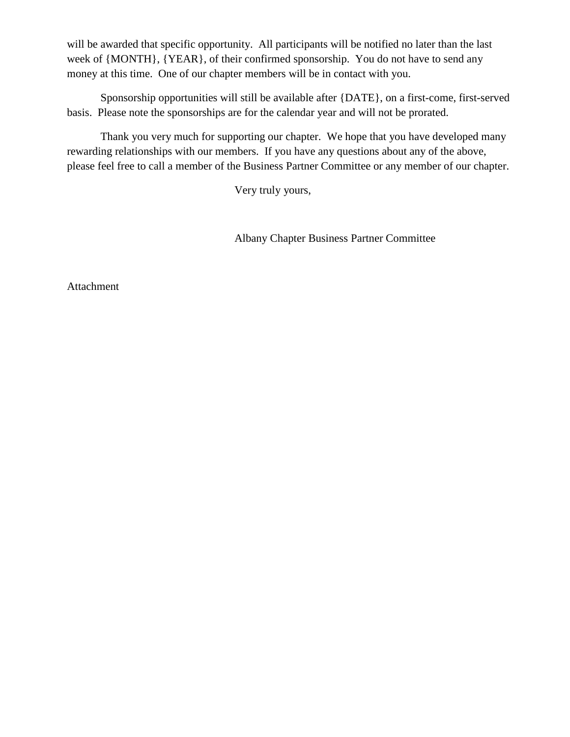will be awarded that specific opportunity.  All participants will be notified no later than the last week of {MONTH}, {YEAR}, of their confirmed sponsorship.  You do not have to send any money at this time.  One of our chapter members will be in contact with you.

Sponsorship opportunities will still be available after {DATE}, on a first-come, first-served basis.  Please note the sponsorships are for the calendar year and will not be prorated.

Thank you very much for supporting our chapter.  We hope that you have developed many rewarding relationships with our members.  If you have any questions about any of the above, please feel free to call a member of the Business Partner Committee or any member of our chapter.

Very truly yours,

Albany Chapter Business Partner Committee

Attachment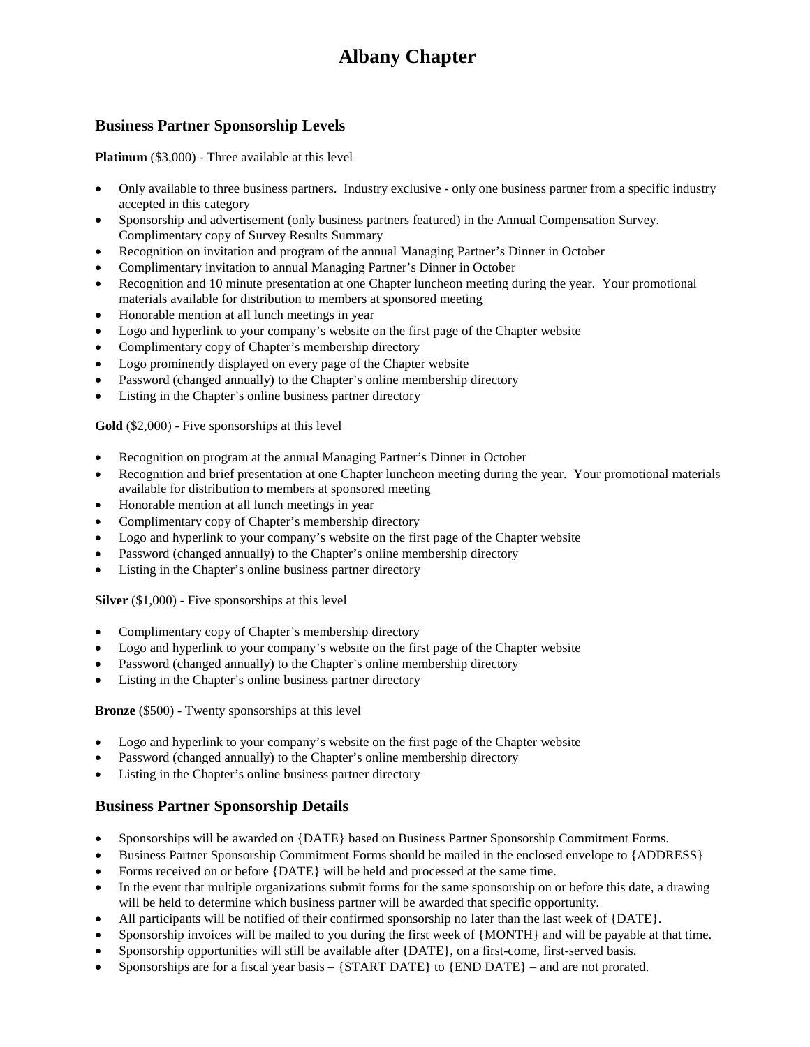# Albany Chapter

## Business Partner Sponsorship Levels

**Platinum** ($3,000) - Three available at this level

- Only available to three business partners. Industry exclusive - only one business partner from a specific industry accepted in this category
- Sponsorship and advertisement (only business partners featured) in the Annual Compensation Survey. Complimentary copy of Survey Results Summary
- Recognition on invitation and program of the annual Managing Partner's Dinner in October
- Complimentary invitation to annual Managing Partner's Dinner in October
- Recognition and 10 minute presentation at one Chapter luncheon meeting during the year. Your promotional materials available for distribution to members at sponsored meeting
- Honorable mention at all lunch meetings in year
- Logo and hyperlink to your company's website on the first page of the Chapter website
- Complimentary copy of Chapter's membership directory
- Logo prominently displayed on every page of the Chapter website
- Password (changed annually) to the Chapter's online membership directory
- Listing in the Chapter's online business partner directory

**Gold** ($2,000) - Five sponsorships at this level

- Recognition on program at the annual Managing Partner's Dinner in October
- Recognition and brief presentation at one Chapter luncheon meeting during the year. Your promotional materials available for distribution to members at sponsored meeting
- Honorable mention at all lunch meetings in year
- Complimentary copy of Chapter's membership directory
- Logo and hyperlink to your company's website on the first page of the Chapter website
- Password (changed annually) to the Chapter's online membership directory
- Listing in the Chapter's online business partner directory

**Silver** ($1,000) - Five sponsorships at this level

- Complimentary copy of Chapter's membership directory
- Logo and hyperlink to your company's website on the first page of the Chapter website
- Password (changed annually) to the Chapter's online membership directory
- Listing in the Chapter's online business partner directory

**Bronze** ($500) - Twenty sponsorships at this level

- Logo and hyperlink to your company's website on the first page of the Chapter website
- Password (changed annually) to the Chapter's online membership directory
- Listing in the Chapter's online business partner directory

## Business Partner Sponsorship Details

- Sponsorships will be awarded on {DATE} based on Business Partner Sponsorship Commitment Forms.
- Business Partner Sponsorship Commitment Forms should be mailed in the enclosed envelope to {ADDRESS}
- Forms received on or before {DATE} will be held and processed at the same time.
- In the event that multiple organizations submit forms for the same sponsorship on or before this date, a drawing will be held to determine which business partner will be awarded that specific opportunity.
- All participants will be notified of their confirmed sponsorship no later than the last week of {DATE}.
- Sponsorship invoices will be mailed to you during the first week of {MONTH} and will be payable at that time.
- Sponsorship opportunities will still be available after {DATE}, on a first-come, first-served basis.
- Sponsorships are for a fiscal year basis – {START DATE} to {END DATE} – and are not prorated.